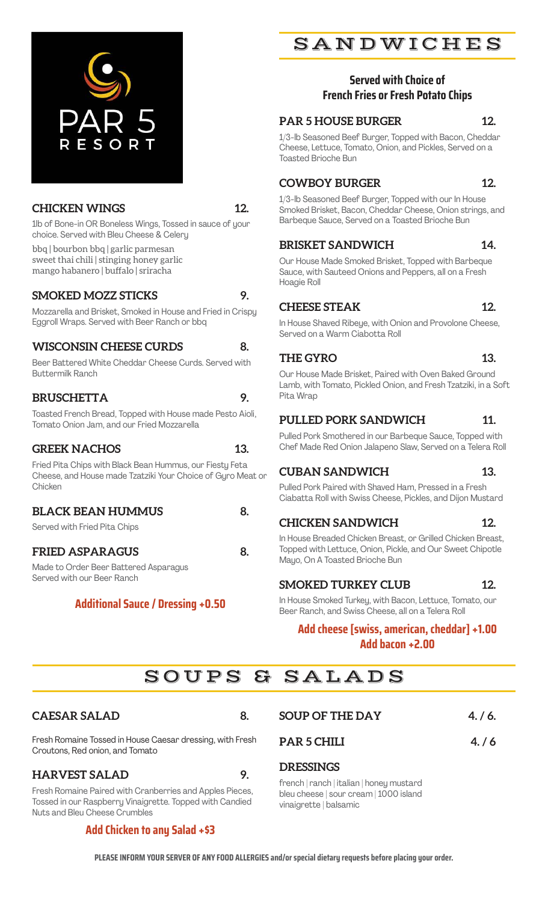PAR 5
RESORT

## CHICKEN WINGS 12.

1lb of Bone-in OR Boneless Wings, Tossed in sauce of your choice. Served with Bleu Cheese & Celery

bbq | bourbon bbq | garlic parmesan
sweet thai chili | stinging honey garlic
mango habanero | buffalo | sriracha

## SMOKED MOZZ STICKS 9.

Mozzarella and Brisket, Smoked in House and Fried in Crispy Eggroll Wraps. Served with Beer Ranch or bbq

## WISCONSIN CHEESE CURDS 8.

Beer Battered White Cheddar Cheese Curds. Served with Buttermilk Ranch

## BRUSCHETTA 9.

Toasted French Bread, Topped with House made Pesto Aioli, Tomato Onion Jam, and our Fried Mozzarella

## GREEK NACHOS 13.

Fried Pita Chips with Black Bean Hummus, our Fiesty Feta Cheese, and House made Tzatziki Your Choice of Gyro Meat or Chicken

## BLACK BEAN HUMMUS 8.

Served with Fried Pita Chips

## FRIED ASPARAGUS 8.

Made to Order Beer Battered Asparagus Served with our Beer Ranch

**Additional Sauce / Dressing +0.50**

# SANDWICHES

**Served with Choice of French Fries or Fresh Potato Chips**

## PAR 5 HOUSE BURGER 12.

1/3-lb Seasoned Beef Burger, Topped with Bacon, Cheddar Cheese, Lettuce, Tomato, Onion, and Pickles, Served on a Toasted Brioche Bun

## COWBOY BURGER 12.

1/3-lb Seasoned Beef Burger, Topped with our In House Smoked Brisket, Bacon, Cheddar Cheese, Onion strings, and Barbeque Sauce, Served on a Toasted Brioche Bun

## BRISKET SANDWICH 14.

Our House Made Smoked Brisket, Topped with Barbeque Sauce, with Sauteed Onions and Peppers, all on a Fresh Hoagie Roll

## CHEESE STEAK 12.

In House Shaved Ribeye, with Onion and Provolone Cheese, Served on a Warm Ciabotta Roll

## THE GYRO 13.

Our House Made Brisket, Paired with Oven Baked Ground Lamb, with Tomato, Pickled Onion, and Fresh Tzatziki, in a Soft Pita Wrap

## PULLED PORK SANDWICH 11.

Pulled Pork Smothered in our Barbeque Sauce, Topped with Chef Made Red Onion Jalapeno Slaw, Served on a Telera Roll

## CUBAN SANDWICH 13.

Pulled Pork Paired with Shaved Ham, Pressed in a Fresh Ciabatta Roll with Swiss Cheese, Pickles, and Dijon Mustard

## CHICKEN SANDWICH 12.

In House Breaded Chicken Breast, or Grilled Chicken Breast, Topped with Lettuce, Onion, Pickle, and Our Sweet Chipotle Mayo, On A Toasted Brioche Bun

## SMOKED TURKEY CLUB 12.

In House Smoked Turkey, with Bacon, Lettuce, Tomato, our Beer Ranch, and Swiss Cheese, all on a Telera Roll

**Add cheese [swiss, american, cheddar] +1.00**
**Add bacon +2.00**

# SOUPS & SALADS

## CAESAR SALAD 8.

Fresh Romaine Tossed in House Caesar dressing, with Fresh Croutons, Red onion, and Tomato

## HARVEST SALAD 9.

Fresh Romaine Paired with Cranberries and Apples Pieces, Tossed in our Raspberry Vinaigrette. Topped with Candied Nuts and Bleu Cheese Crumbles

**Add Chicken to any Salad +$3**

## SOUP OF THE DAY 4. / 6.

## PAR 5 CHILI 4. / 6

## DRESSINGS

french | ranch | italian | honey mustard
bleu cheese | sour cream | 1000 island
vinaigrette | balsamic

**PLEASE INFORM YOUR SERVER OF ANY FOOD ALLERGIES and/or special dietary requests before placing your order.**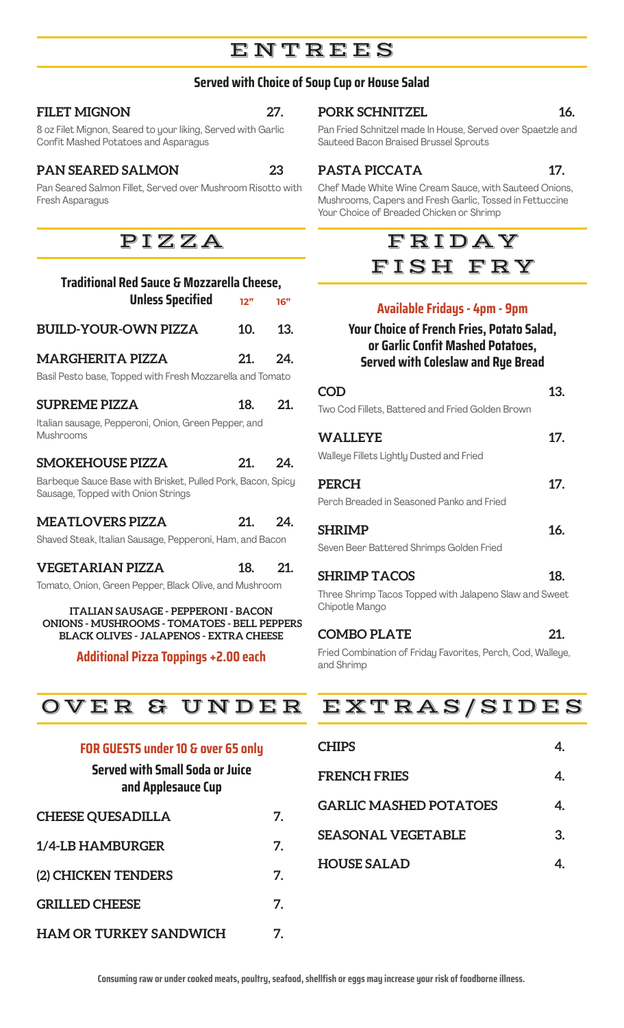# ENTREES

**Served with Choice of Soup Cup or House Salad**

### FILET MIGNON — 27.

8 oz Filet Mignon, Seared to your liking, Served with Garlic Confit Mashed Potatoes and Asparagus

### PAN SEARED SALMON — 23

Pan Seared Salmon Fillet, Served over Mushroom Risotto with Fresh Asparagus

### PORK SCHNITZEL — 16.

Pan Fried Schnitzel made In House, Served over Spaetzle and Sauteed Bacon Braised Brussel Sprouts

### PASTA PICCATA — 17.

Chef Made White Wine Cream Sauce, with Sauteed Onions, Mushrooms, Capers and Fresh Garlic, Tossed in Fettuccine Your Choice of Breaded Chicken or Shrimp

# PIZZA

**Traditional Red Sauce & Mozzarella Cheese, Unless Specified**

| | 12" | 16" |
|---|---|---|
| **BUILD-YOUR-OWN PIZZA** | 10. | 13. |
| **MARGHERITA PIZZA** | 21. | 24. |
| Basil Pesto base, Topped with Fresh Mozzarella and Tomato | | |
| **SUPREME PIZZA** | 18. | 21. |
| Italian sausage, Pepperoni, Onion, Green Pepper, and Mushrooms | | |
| **SMOKEHOUSE PIZZA** | 21. | 24. |
| Barbeque Sauce Base with Brisket, Pulled Pork, Bacon, Spicy Sausage, Topped with Onion Strings | | |
| **MEATLOVERS PIZZA** | 21. | 24. |
| Shaved Steak, Italian Sausage, Pepperoni, Ham, and Bacon | | |
| **VEGETARIAN PIZZA** | 18. | 21. |
| Tomato, Onion, Green Pepper, Black Olive, and Mushroom | | |

**ITALIAN SAUSAGE - PEPPERONI - BACON**
**ONIONS - MUSHROOMS - TOMATOES - BELL PEPPERS**
**BLACK OLIVES - JALAPENOS - EXTRA CHEESE**

**Additional Pizza Toppings +2.00 each**

# FRIDAY FISH FRY

**Available Fridays - 4pm - 9pm**

**Your Choice of French Fries, Potato Salad, or Garlic Confit Mashed Potatoes, Served with Coleslaw and Rye Bread**

### COD — 13.

Two Cod Fillets, Battered and Fried Golden Brown

### WALLEYE — 17.

Walleye Fillets Lightly Dusted and Fried

### PERCH — 17.

Perch Breaded in Seasoned Panko and Fried

### SHRIMP — 16.

Seven Beer Battered Shrimps Golden Fried

### SHRIMP TACOS — 18.

Three Shrimp Tacos Topped with Jalapeno Slaw and Sweet Chipotle Mango

### COMBO PLATE — 21.

Fried Combination of Friday Favorites, Perch, Cod, Walleye, and Shrimp

# OVER & UNDER

**FOR GUESTS under 10 & over 65 only**

**Served with Small Soda or Juice and Applesauce Cup**

| | |
|---|---|
| **CHEESE QUESADILLA** | 7. |
| **1/4-LB HAMBURGER** | 7. |
| **(2) CHICKEN TENDERS** | 7. |
| **GRILLED CHEESE** | 7. |
| **HAM OR TURKEY SANDWICH** | 7. |

# EXTRAS/SIDES

| | |
|---|---|
| **CHIPS** | 4. |
| **FRENCH FRIES** | 4. |
| **GARLIC MASHED POTATOES** | 4. |
| **SEASONAL VEGETABLE** | 3. |
| **HOUSE SALAD** | 4. |

**Consuming raw or under cooked meats, poultry, seafood, shellfish or eggs may increase your risk of foodborne illness.**